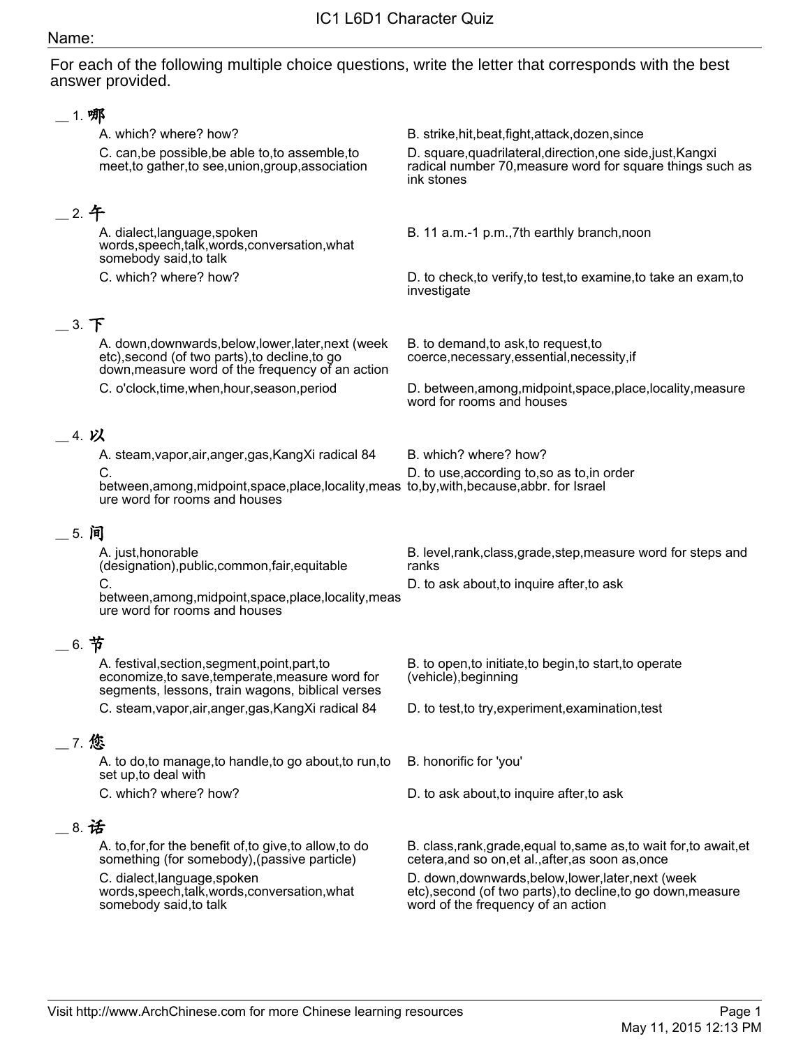# IC1 L6D1 Character Quiz

Name:

For each of the following multiple choice questions, write the letter that corresponds with the best answer provided.

__ 1. 哪

A. which? where? how?

B. strike,hit,beat,fight,attack,dozen,since

C. can,be possible,be able to,to assemble,to meet,to gather,to see,union,group,association

D. square,quadrilateral,direction,one side,just,Kangxi radical number 70,measure word for square things such as ink stones

__ 2. 午

A. dialect,language,spoken words,speech,talk,words,conversation,what somebody said,to talk

B. 11 a.m.-1 p.m.,7th earthly branch,noon

C. which? where? how?

D. to check,to verify,to test,to examine,to take an exam,to investigate

__ 3. 下

A. down,downwards,below,lower,later,next (week etc),second (of two parts),to decline,to go down,measure word of the frequency of an action

B. to demand,to ask,to request,to coerce,necessary,essential,necessity,if

C. o'clock,time,when,hour,season,period

D. between,among,midpoint,space,place,locality,measure word for rooms and houses

__ 4. 以

A. steam,vapor,air,anger,gas,KangXi radical 84

B. which? where? how?

C. between,among,midpoint,space,place,locality,measure word for rooms and houses

D. to use,according to,so as to,in order to,by,with,because,abbr. for Israel

__ 5. 间

A. just,honorable (designation),public,common,fair,equitable

B. level,rank,class,grade,step,measure word for steps and ranks

C. between,among,midpoint,space,place,locality,measure word for rooms and houses

D. to ask about,to inquire after,to ask

__ 6. 节

A. festival,section,segment,point,part,to economize,to save,temperate,measure word for segments, lessons, train wagons, biblical verses

B. to open,to initiate,to begin,to start,to operate (vehicle),beginning

C. steam,vapor,air,anger,gas,KangXi radical 84

D. to test,to try,experiment,examination,test

__ 7. 您

A. to do,to manage,to handle,to go about,to run,to set up,to deal with

B. honorific for 'you'

C. which? where? how?

D. to ask about,to inquire after,to ask

__ 8. 话

A. to,for,for the benefit of,to give,to allow,to do something (for somebody),(passive particle)

B. class,rank,grade,equal to,same as,to wait for,to await,et cetera,and so on,et al.,after,as soon as,once

C. dialect,language,spoken words,speech,talk,words,conversation,what somebody said,to talk

D. down,downwards,below,lower,later,next (week etc),second (of two parts),to decline,to go down,measure word of the frequency of an action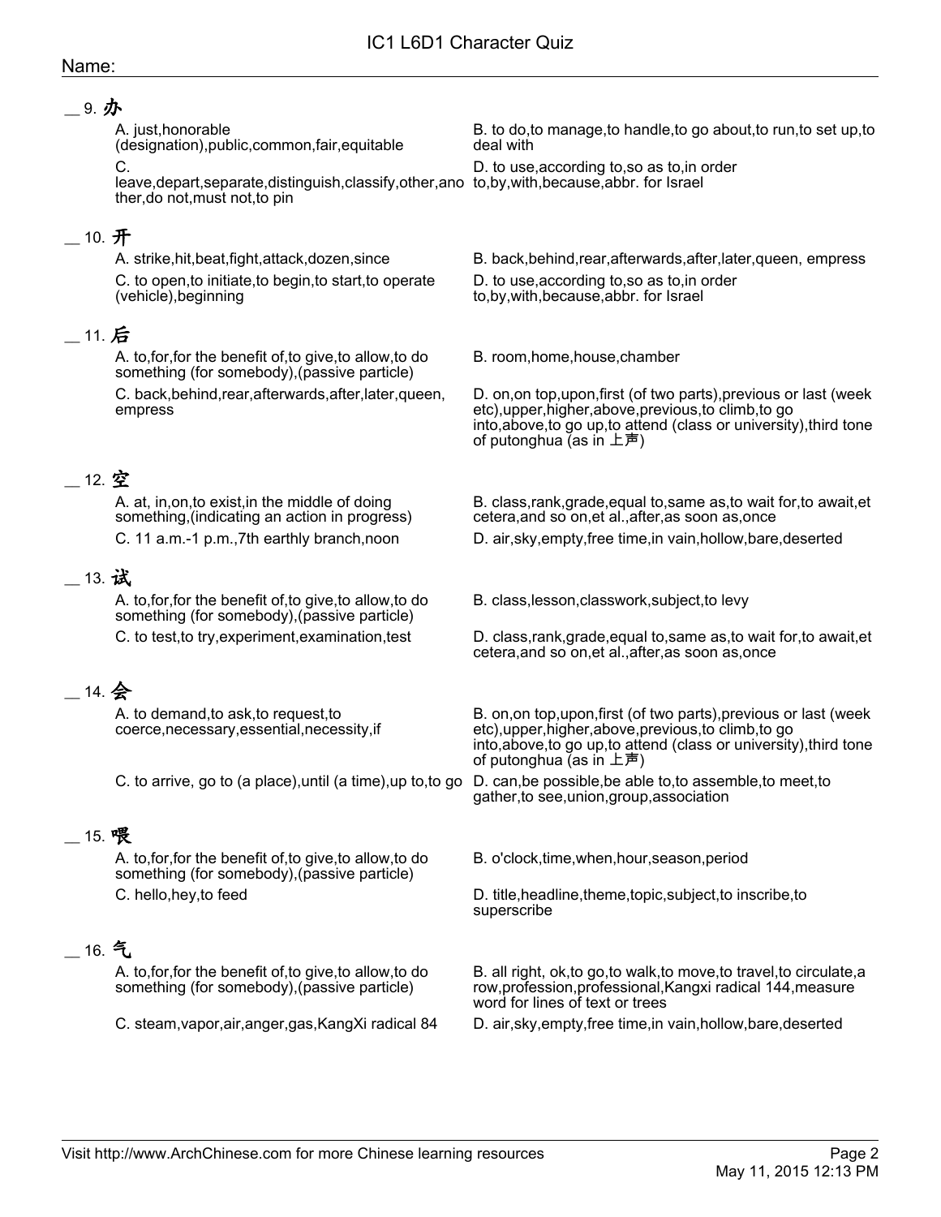IC1 L6D1 Character Quiz

Name:

__ 9. **办**

A. just,honorable (designation),public,common,fair,equitable

B. to do,to manage,to handle,to go about,to run,to set up,to deal with

C. leave,depart,separate,distinguish,classify,other,another,do not,must not,to pin

D. to use,according to,so as to,in order to,by,with,because,abbr. for Israel

__ 10. **开**

A. strike,hit,beat,fight,attack,dozen,since

B. back,behind,rear,afterwards,after,later,queen, empress

C. to open,to initiate,to begin,to start,to operate (vehicle),beginning

D. to use,according to,so as to,in order to,by,with,because,abbr. for Israel

__ 11. **后**

A. to,for,for the benefit of,to give,to allow,to do something (for somebody),(passive particle)

B. room,home,house,chamber

C. back,behind,rear,afterwards,after,later,queen, empress

D. on,on top,upon,first (of two parts),previous or last (week etc),upper,higher,above,previous,to climb,to go into,above,to go up,to attend (class or university),third tone of putonghua (as in 上声)

__ 12. **空**

A. at, in,on,to exist,in the middle of doing something,(indicating an action in progress)

B. class,rank,grade,equal to,same as,to wait for,to await,et cetera,and so on,et al.,after,as soon as,once

C. 11 a.m.-1 p.m.,7th earthly branch,noon

D. air,sky,empty,free time,in vain,hollow,bare,deserted

__ 13. **试**

A. to,for,for the benefit of,to give,to allow,to do something (for somebody),(passive particle)

B. class,lesson,classwork,subject,to levy

C. to test,to try,experiment,examination,test

D. class,rank,grade,equal to,same as,to wait for,to await,et cetera,and so on,et al.,after,as soon as,once

__ 14. **会**

A. to demand,to ask,to request,to coerce,necessary,essential,necessity,if

B. on,on top,upon,first (of two parts),previous or last (week etc),upper,higher,above,previous,to climb,to go into,above,to go up,to attend (class or university),third tone of putonghua (as in 上声)

C. to arrive, go to (a place),until (a time),up to,to go

D. can,be possible,be able to,to assemble,to meet,to gather,to see,union,group,association

__ 15. **喂**

A. to,for,for the benefit of,to give,to allow,to do something (for somebody),(passive particle)

B. o'clock,time,when,hour,season,period

C. hello,hey,to feed

D. title,headline,theme,topic,subject,to inscribe,to superscribe

__ 16. **气**

A. to,for,for the benefit of,to give,to allow,to do something (for somebody),(passive particle)

B. all right, ok,to go,to walk,to move,to travel,to circulate,a row,profession,professional,Kangxi radical 144,measure word for lines of text or trees

C. steam,vapor,air,anger,gas,KangXi radical 84

D. air,sky,empty,free time,in vain,hollow,bare,deserted

Visit http://www.ArchChinese.com for more Chinese learning resources

May 11, 2015 12:13 PM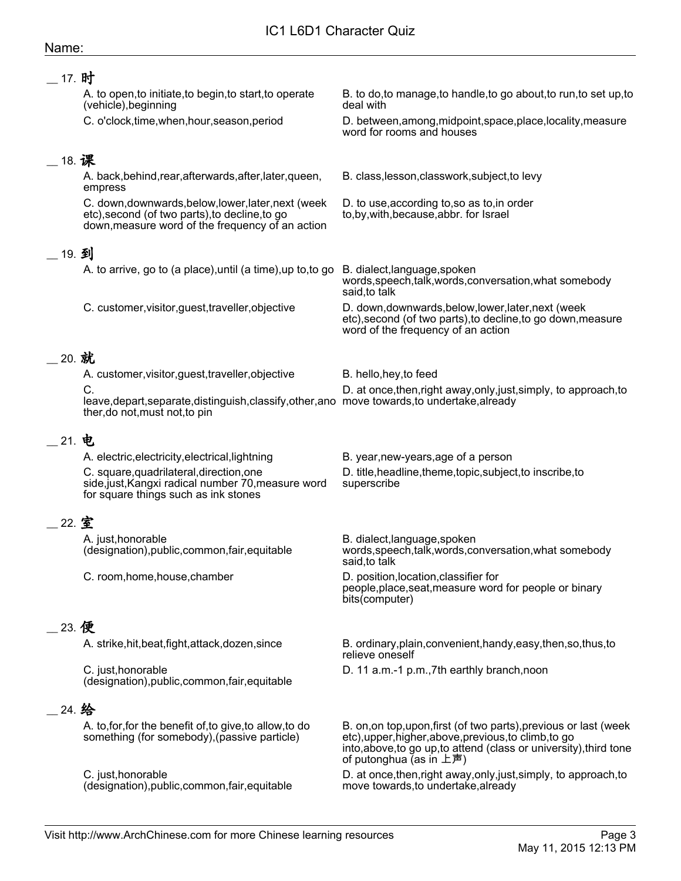__ 17. **时**

A. to open,to initiate,to begin,to start,to operate (vehicle),beginning

B. to do,to manage,to handle,to go about,to run,to set up,to deal with

C. o'clock,time,when,hour,season,period

D. between,among,midpoint,space,place,locality,measure word for rooms and houses

__ 18. **课**

A. back,behind,rear,afterwards,after,later,queen, empress

B. class,lesson,classwork,subject,to levy

C. down,downwards,below,lower,later,next (week etc),second (of two parts),to decline,to go down,measure word of the frequency of an action

D. to use,according to,so as to,in order to,by,with,because,abbr. for Israel

__ 19. **到**

A. to arrive, go to (a place),until (a time),up to,to go

B. dialect,language,spoken words,speech,talk,words,conversation,what somebody said,to talk

C. customer,visitor,guest,traveller,objective

D. down,downwards,below,lower,later,next (week etc),second (of two parts),to decline,to go down,measure word of the frequency of an action

__ 20. **就**

A. customer,visitor,guest,traveller,objective

B. hello,hey,to feed

C. leave,depart,separate,distinguish,classify,other,another,do not,must not,to pin

D. at once,then,right away,only,just,simply, to approach,to move towards,to undertake,already

__ 21. **电**

A. electric,electricity,electrical,lightning

B. year,new-years,age of a person

C. square,quadrilateral,direction,one side,just,Kangxi radical number 70,measure word for square things such as ink stones

D. title,headline,theme,topic,subject,to inscribe,to superscribe

__ 22. **室**

A. just,honorable (designation),public,common,fair,equitable

B. dialect,language,spoken words,speech,talk,words,conversation,what somebody said,to talk

C. room,home,house,chamber

D. position,location,classifier for people,place,seat,measure word for people or binary bits(computer)

__ 23. **便**

A. strike,hit,beat,fight,attack,dozen,since

B. ordinary,plain,convenient,handy,easy,then,so,thus,to relieve oneself

C. just,honorable (designation),public,common,fair,equitable

D. 11 a.m.-1 p.m.,7th earthly branch,noon

__ 24. **给**

A. to,for,for the benefit of,to give,to allow,to do something (for somebody),(passive particle)

B. on,on top,upon,first (of two parts),previous or last (week etc),upper,higher,above,previous,to climb,to go into,above,to go up,to attend (class or university),third tone of putonghua (as in 上声)

C. just,honorable (designation),public,common,fair,equitable

D. at once,then,right away,only,just,simply, to approach,to move towards,to undertake,already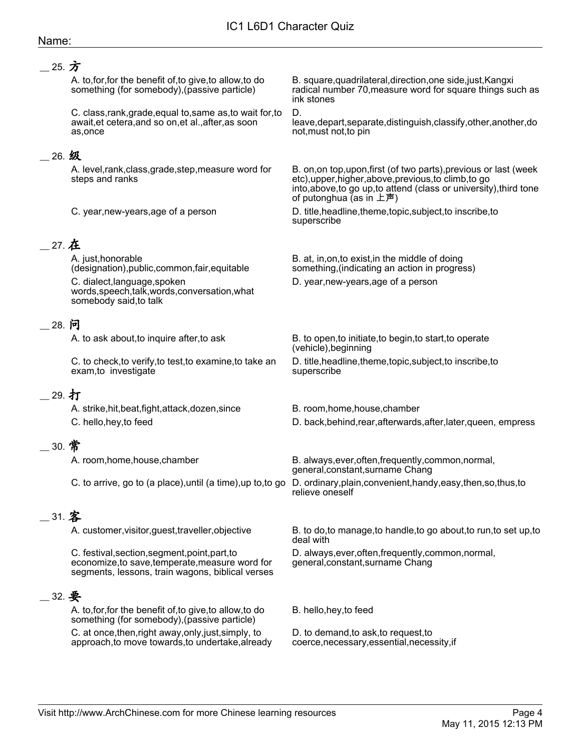# IC1 L6D1 Character Quiz

Name:

__ 25. 方

A. to,for,for the benefit of,to give,to allow,to do something (for somebody),(passive particle)

B. square,quadrilateral,direction,one side,just,Kangxi radical number 70,measure word for square things such as ink stones

C. class,rank,grade,equal to,same as,to wait for,to await,et cetera,and so on,et al.,after,as soon as,once

D. leave,depart,separate,distinguish,classify,other,another,do not,must not,to pin

__ 26. 级

A. level,rank,class,grade,step,measure word for steps and ranks

B. on,on top,upon,first (of two parts),previous or last (week etc),upper,higher,above,previous,to climb,to go into,above,to go up,to attend (class or university),third tone of putonghua (as in 上声)

C. year,new-years,age of a person

D. title,headline,theme,topic,subject,to inscribe,to superscribe

__ 27. 在

A. just,honorable (designation),public,common,fair,equitable

B. at, in,on,to exist,in the middle of doing something,(indicating an action in progress)

C. dialect,language,spoken words,speech,talk,words,conversation,what somebody said,to talk

D. year,new-years,age of a person

__ 28. 问

A. to ask about,to inquire after,to ask

B. to open,to initiate,to begin,to start,to operate (vehicle),beginning

C. to check,to verify,to test,to examine,to take an exam,to  investigate

D. title,headline,theme,topic,subject,to inscribe,to superscribe

__ 29. 打

A. strike,hit,beat,fight,attack,dozen,since

B. room,home,house,chamber

C. hello,hey,to feed

D. back,behind,rear,afterwards,after,later,queen, empress

__ 30. 常

A. room,home,house,chamber

B. always,ever,often,frequently,common,normal, general,constant,surname Chang

C. to arrive, go to (a place),until (a time),up to,to go

D. ordinary,plain,convenient,handy,easy,then,so,thus,to relieve oneself

__ 31. 客

A. customer,visitor,guest,traveller,objective

B. to do,to manage,to handle,to go about,to run,to set up,to deal with

C. festival,section,segment,point,part,to economize,to save,temperate,measure word for segments, lessons, train wagons, biblical verses

D. always,ever,often,frequently,common,normal, general,constant,surname Chang

__ 32. 要

A. to,for,for the benefit of,to give,to allow,to do something (for somebody),(passive particle)

B. hello,hey,to feed

C. at once,then,right away,only,just,simply, to approach,to move towards,to undertake,already

D. to demand,to ask,to request,to coerce,necessary,essential,necessity,if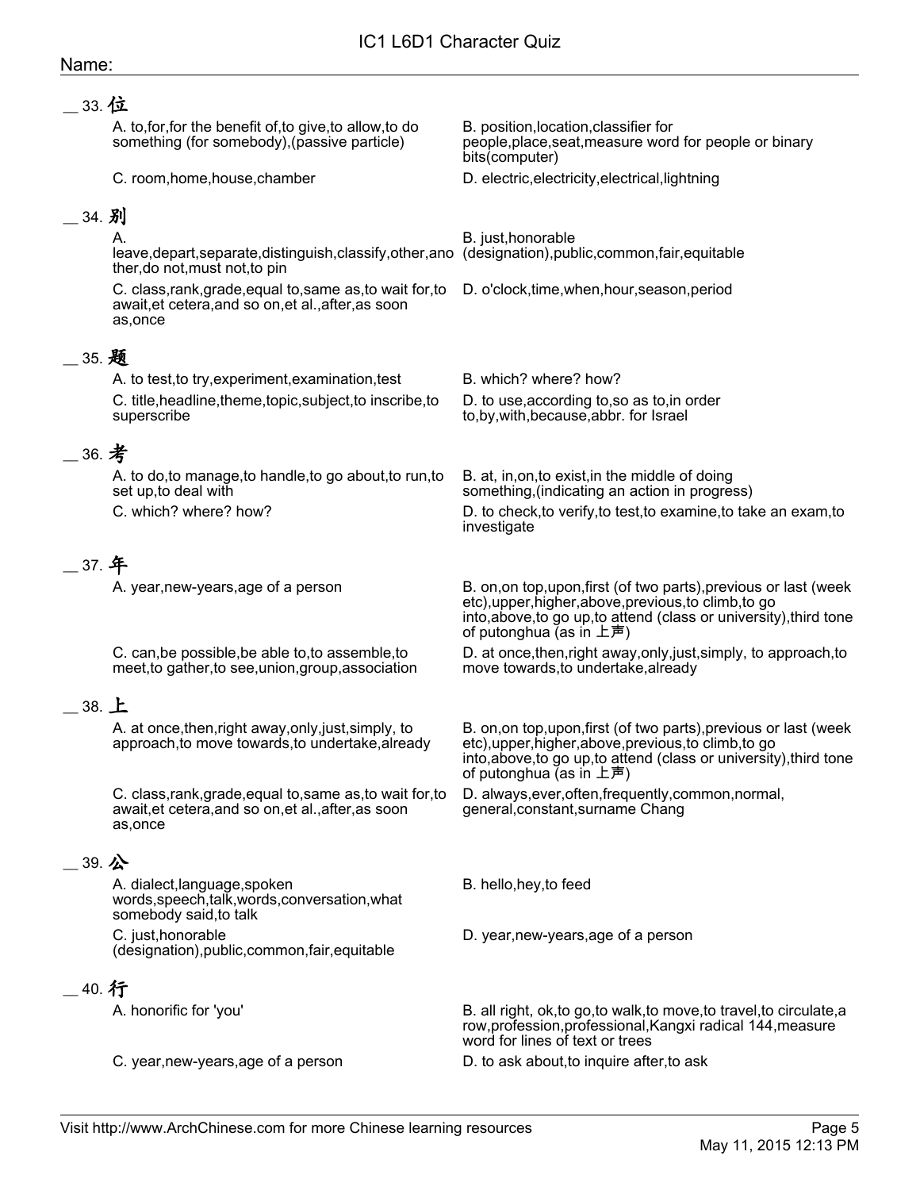IC1 L6D1 Character Quiz

Name:

__ 33. **位**

A. to,for,for the benefit of,to give,to allow,to do something (for somebody),(passive particle)

B. position,location,classifier for people,place,seat,measure word for people or binary bits(computer)

C. room,home,house,chamber

D. electric,electricity,electrical,lightning

__ 34. **别**

A. leave,depart,separate,distinguish,classify,other,another,do not,must not,to pin

B. just,honorable (designation),public,common,fair,equitable

C. class,rank,grade,equal to,same as,to wait for,to await,et cetera,and so on,et al.,after,as soon as,once

D. o'clock,time,when,hour,season,period

__ 35. **题**

A. to test,to try,experiment,examination,test

B. which? where? how?

C. title,headline,theme,topic,subject,to inscribe,to superscribe

D. to use,according to,so as to,in order to,by,with,because,abbr. for Israel

__ 36. **考**

A. to do,to manage,to handle,to go about,to run,to set up,to deal with

B. at, in,on,to exist,in the middle of doing something,(indicating an action in progress)

C. which? where? how?

D. to check,to verify,to test,to examine,to take an exam,to investigate

__ 37. **年**

A. year,new-years,age of a person

B. on,on top,upon,first (of two parts),previous or last (week etc),upper,higher,above,previous,to climb,to go into,above,to go up,to attend (class or university),third tone of putonghua (as in 上声)

C. can,be possible,be able to,to assemble,to meet,to gather,to see,union,group,association

D. at once,then,right away,only,just,simply, to approach,to move towards,to undertake,already

__ 38. **上**

A. at once,then,right away,only,just,simply, to approach,to move towards,to undertake,already

B. on,on top,upon,first (of two parts),previous or last (week etc),upper,higher,above,previous,to climb,to go into,above,to go up,to attend (class or university),third tone of putonghua (as in 上声)

C. class,rank,grade,equal to,same as,to wait for,to await,et cetera,and so on,et al.,after,as soon as,once

D. always,ever,often,frequently,common,normal, general,constant,surname Chang

__ 39. **公**

A. dialect,language,spoken words,speech,talk,words,conversation,what somebody said,to talk

B. hello,hey,to feed

C. just,honorable (designation),public,common,fair,equitable

D. year,new-years,age of a person

__ 40. **行**

A. honorific for 'you'

B. all right, ok,to go,to walk,to move,to travel,to circulate,a row,profession,professional,Kangxi radical 144,measure word for lines of text or trees

C. year,new-years,age of a person

D. to ask about,to inquire after,to ask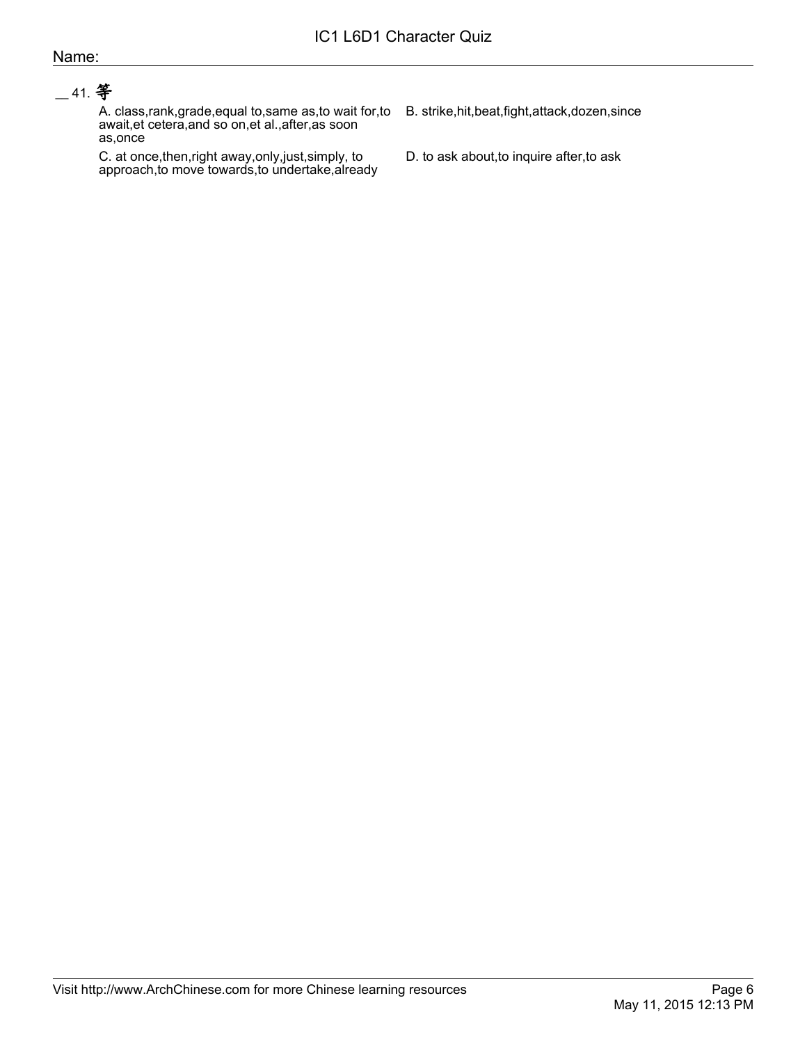IC1 L6D1 Character Quiz

Name:

__ 41. 等

A. class,rank,grade,equal to,same as,to wait for,to await,et cetera,and so on,et al.,after,as soon as,once

B. strike,hit,beat,fight,attack,dozen,since

C. at once,then,right away,only,just,simply, to approach,to move towards,to undertake,already

D. to ask about,to inquire after,to ask